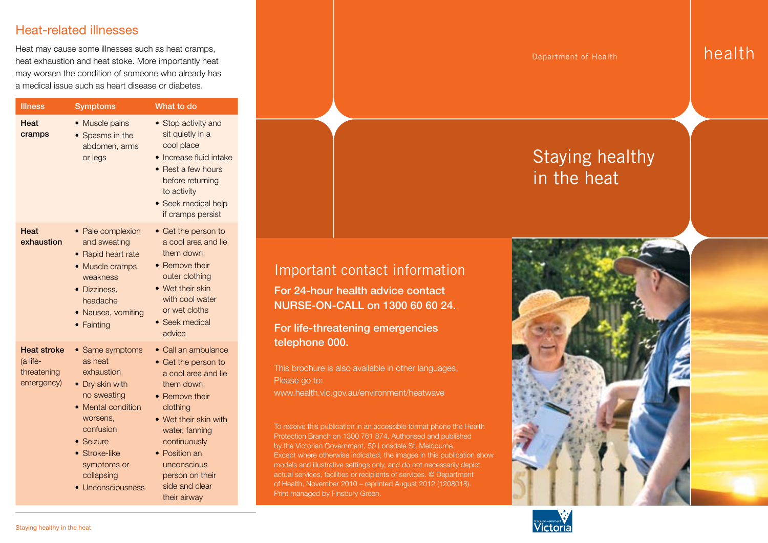## Heat-related illnesses

Heat may cause some illnesses such as heat cramps, heat exhaustion and heat stoke. More importantly heat may worsen the condition of someone who already has a medical issue such as heart disease or diabetes.

| Illness | Symptoms | What to do |
|---|---|---|
| **Heat cramps** | • Muscle pains<br>• Spasms in the abdomen, arms or legs | • Stop activity and sit quietly in a cool place<br>• Increase fluid intake<br>• Rest a few hours before returning to activity<br>• Seek medical help if cramps persist |
| **Heat exhaustion** | • Pale complexion and sweating<br>• Rapid heart rate<br>• Muscle cramps, weakness<br>• Dizziness, headache<br>• Nausea, vomiting<br>• Fainting | • Get the person to a cool area and lie them down<br>• Remove their outer clothing<br>• Wet their skin with cool water or wet cloths<br>• Seek medical advice |
| **Heat stroke** (a life-threatening emergency) | • Same symptoms as heat exhaustion<br>• Dry skin with no sweating<br>• Mental condition worsens, confusion<br>• Seizure<br>• Stroke-like symptoms or collapsing<br>• Unconsciousness | • Call an ambulance<br>• Get the person to a cool area and lie them down<br>• Remove their clothing<br>• Wet their skin with water, fanning continuously<br>• Position an unconscious person on their side and clear their airway |

## Important contact information

**For 24-hour health advice contact NURSE-ON-CALL on 1300 60 60 24.**

**For life-threatening emergencies telephone 000.**

This brochure is also available in other languages. Please go to: www.health.vic.gov.au/environment/heatwave

To receive this publication in an accessible format phone the Health Protection Branch on 1300 761 874. Authorised and published by the Victorian Government, 50 Lonsdale St, Melbourne. Except where otherwise indicated, the images in this publication show models and illustrative settings only, and do not necessarily depict actual services, facilities or recipients of services. © Department of Health, November 2010 – reprinted August 2012 (1208018). Print managed by Finsbury Green.

Department of Health

health

# Staying healthy in the heat

State Government Victoria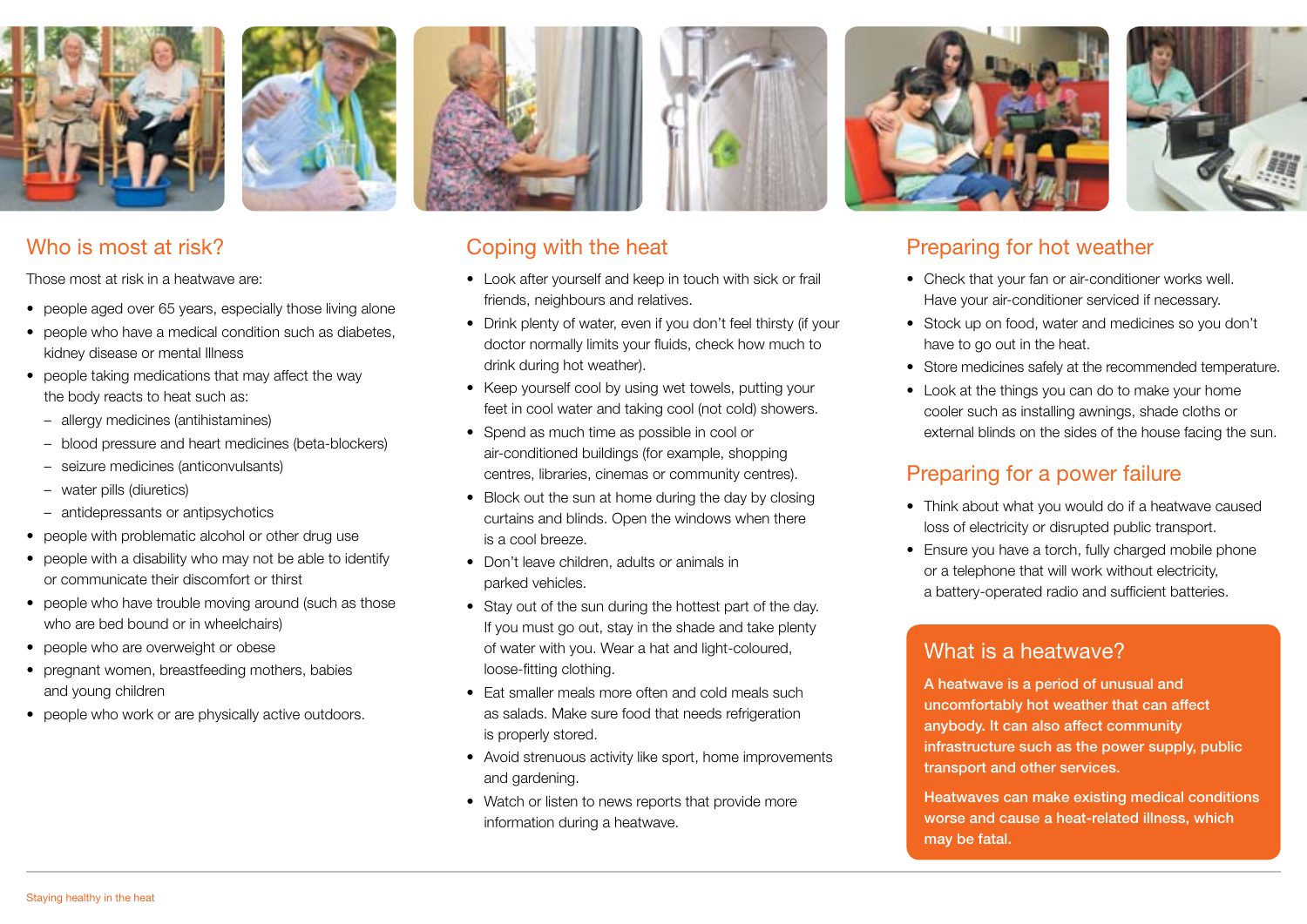## Who is most at risk?

Those most at risk in a heatwave are:

- people aged over 65 years, especially those living alone
- people who have a medical condition such as diabetes, kidney disease or mental Illness
- people taking medications that may affect the way the body reacts to heat such as:
  - allergy medicines (antihistamines)
  - blood pressure and heart medicines (beta-blockers)
  - seizure medicines (anticonvulsants)
  - water pills (diuretics)
  - antidepressants or antipsychotics
- people with problematic alcohol or other drug use
- people with a disability who may not be able to identify or communicate their discomfort or thirst
- people who have trouble moving around (such as those who are bed bound or in wheelchairs)
- people who are overweight or obese
- pregnant women, breastfeeding mothers, babies and young children
- people who work or are physically active outdoors.

## Coping with the heat

- Look after yourself and keep in touch with sick or frail friends, neighbours and relatives.
- Drink plenty of water, even if you don't feel thirsty (if your doctor normally limits your fluids, check how much to drink during hot weather).
- Keep yourself cool by using wet towels, putting your feet in cool water and taking cool (not cold) showers.
- Spend as much time as possible in cool or air-conditioned buildings (for example, shopping centres, libraries, cinemas or community centres).
- Block out the sun at home during the day by closing curtains and blinds. Open the windows when there is a cool breeze.
- Don't leave children, adults or animals in parked vehicles.
- Stay out of the sun during the hottest part of the day. If you must go out, stay in the shade and take plenty of water with you. Wear a hat and light-coloured, loose-fitting clothing.
- Eat smaller meals more often and cold meals such as salads. Make sure food that needs refrigeration is properly stored.
- Avoid strenuous activity like sport, home improvements and gardening.
- Watch or listen to news reports that provide more information during a heatwave.

## Preparing for hot weather

- Check that your fan or air-conditioner works well. Have your air-conditioner serviced if necessary.
- Stock up on food, water and medicines so you don't have to go out in the heat.
- Store medicines safely at the recommended temperature.
- Look at the things you can do to make your home cooler such as installing awnings, shade cloths or external blinds on the sides of the house facing the sun.

## Preparing for a power failure

- Think about what you would do if a heatwave caused loss of electricity or disrupted public transport.
- Ensure you have a torch, fully charged mobile phone or a telephone that will work without electricity, a battery-operated radio and sufficient batteries.

## What is a heatwave?

**A heatwave is a period of unusual and uncomfortably hot weather that can affect anybody. It can also affect community infrastructure such as the power supply, public transport and other services.**

**Heatwaves can make existing medical conditions worse and cause a heat-related illness, which may be fatal.**